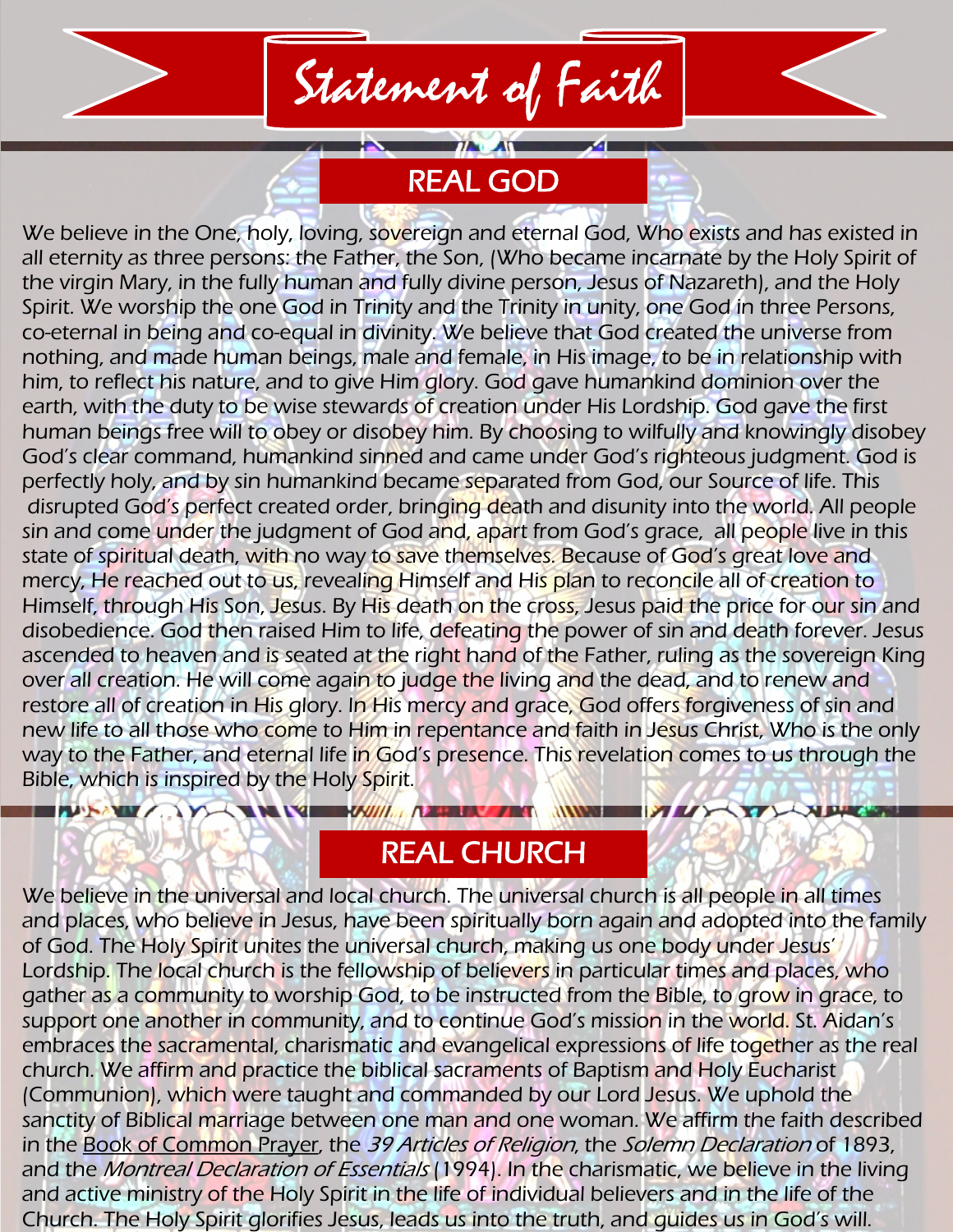# Statement of Faith

## REAL GOD

We believe in the One, holy, loving, sovereign and eternal God, Who exists and has existed in all eternity as three persons: the Father, the Son, (Who became incarnate by the Holy Spirit of the virgin Mary, in the fully human and fully divine person, Jesus of Nazareth), and the Holy Spirit. We worship the one God in Trinity and the Trinity in unity, one God in three Persons, co-eternal in being and co-equal in divinity. We believe that God created the universe from nothing, and made human beings, male and female, in His image, to be in relationship with him, to reflect his nature, and to give Him glory. God gave humankind dominion over the earth, with the duty to be wise stewards of creation under His Lordship. God gave the first human beings free will to obey or disobey him. By choosing to wilfully and knowingly disobey God's clear command, humankind sinned and came under God's righteous judgment. God is perfectly holy, and by sin humankind became separated from God, our Source of life. This disrupted God's perfect created order, bringing death and disunity into the world. All people sin and come under the judgment of God and, apart from God's grace, all people live in this state of spiritual death, with no way to save themselves. Because of God's great love and mercy, He reached out to us, revealing Himself and His plan to reconcile all of creation to Himself, through His Son, Jesus. By His death on the cross, Jesus paid the price for our sin and disobedience. God then raised Him to life, defeating the power of sin and death forever. Jesus ascended to heaven and is seated at the right hand of the Father, ruling as the sovereign King over all creation. He will come again to judge the living and the dead, and to renew and restore all of creation in His glory. In His mercy and grace, God offers forgiveness of sin and new life to all those who come to Him in repentance and faith in Jesus Christ, Who is the only way to the Father, and eternal life in God's presence. This revelation comes to us through the Bible, which is inspired by the Holy Spirit.

## REAL CHURCH

We believe in the universal and local church. The universal church is all people in all times and places, who believe in Jesus, have been spiritually born again and adopted into the family of God. The Holy Spirit unites the universal church, making us one body under Jesus' Lordship. The local church is the fellowship of believers in particular times and places, who gather as a community to worship God, to be instructed from the Bible, to grow in grace, to support one another in community, and to continue God's mission in the world. St. Aidan's embraces the sacramental, charismatic and evangelical expressions of life together as the real church. We affirm and practice the biblical sacraments of Baptism and Holy Eucharist (Communion), which were taught and commanded by our Lord Jesus. We uphold the sanctity of Biblical marriage between one man and one woman. We affirm the faith described in the Book of Common Prayer, the *39 Articles of Religion*, the *Solemn Declaration* of 1893, and the *Montreal Declaration of Essentials* (1994). In the charismatic, we believe in the living and active ministry of the Holy Spirit in the life of individual believers and in the life of the Church. The Holy Spirit glorifies Jesus, leads us into the truth, and guides us in God's will.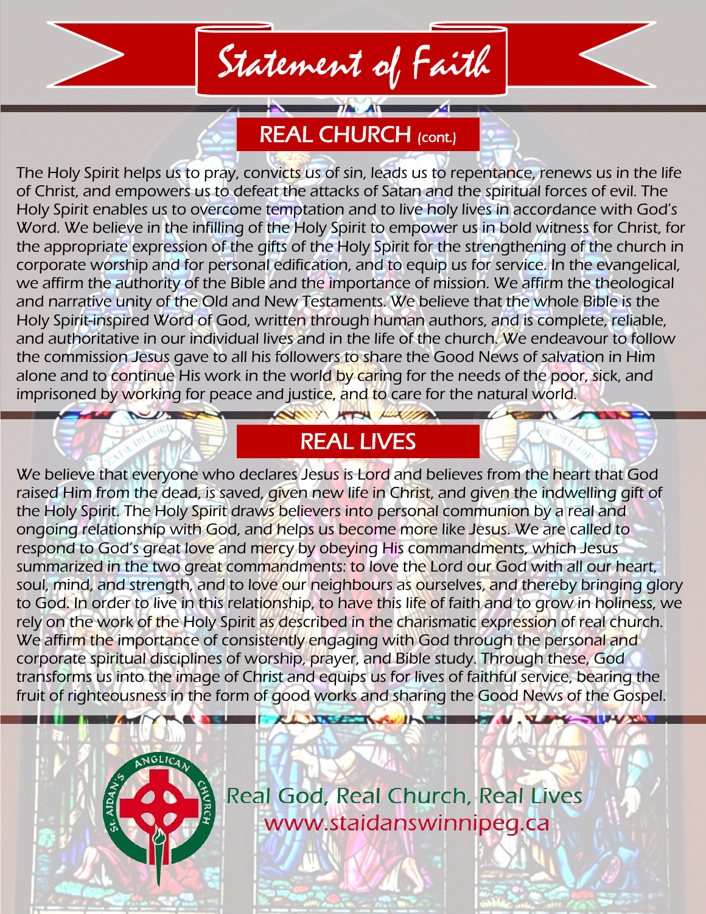# Statement of Faith

## REAL CHURCH (cont.)

The Holy Spirit helps us to pray, convicts us of sin, leads us to repentance, renews us in the life of Christ, and empowers us to defeat the attacks of Satan and the spiritual forces of evil. The Holy Spirit enables us to overcome temptation and to live holy lives in accordance with God's Word. We believe in the infilling of the Holy Spirit to empower us in bold witness for Christ, for the appropriate expression of the gifts of the Holy Spirit for the strengthening of the church in corporate worship and for personal edification, and to equip us for service. In the evangelical, we affirm the authority of the Bible and the importance of mission. We affirm the theological and narrative unity of the Old and New Testaments. We believe that the whole Bible is the Holy Spirit-inspired Word of God, written through human authors, and is complete, reliable, and authoritative in our individual lives and in the life of the church. We endeavour to follow the commission Jesus gave to all his followers to share the Good News of salvation in Him alone and to continue His work in the world by caring for the needs of the poor, sick, and imprisoned by working for peace and justice, and to care for the natural world.

## REAL LIVES

We believe that everyone who declares Jesus is Lord and believes from the heart that God raised Him from the dead, is saved, given new life in Christ, and given the indwelling gift of the Holy Spirit. The Holy Spirit draws believers into personal communion by a real and ongoing relationship with God, and helps us become more like Jesus. We are called to respond to God's great love and mercy by obeying His commandments, which Jesus summarized in the two great commandments: to love the Lord our God with all our heart, soul, mind, and strength, and to love our neighbours as ourselves, and thereby bringing glory to God. In order to live in this relationship, to have this life of faith and to grow in holiness, we rely on the work of the Holy Spirit as described in the charismatic expression of real church. We affirm the importance of consistently engaging with God through the personal and corporate spiritual disciplines of worship, prayer, and Bible study. Through these, God transforms us into the image of Christ and equips us for lives of faithful service, bearing the fruit of righteousness in the form of good works and sharing the Good News of the Gospel.

St. Aidan's Anglican Church

Real God, Real Church, Real Lives
www.staidanswinnipeg.ca